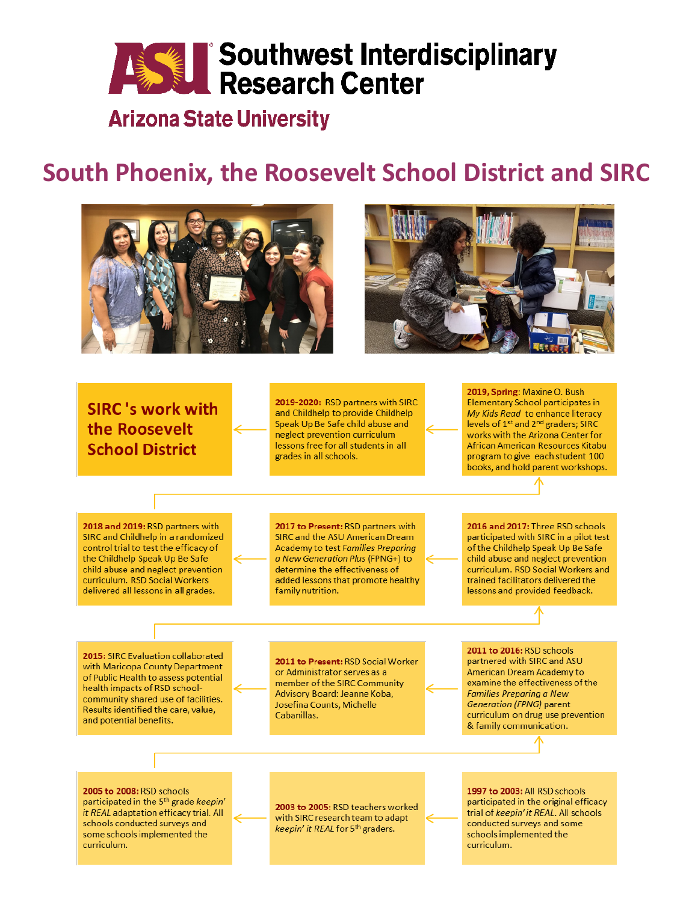# Southwest Interdisciplinary Research Center

Arizona State University

## South Phoenix, the Roosevelt School District and SIRC

### SIRC's work with the Roosevelt School District

**2019-2020:** RSD partners with SIRC and Childhelp to provide Childhelp Speak Up Be Safe child abuse and neglect prevention curriculum lessons free for all students in all grades in all schools.

**2019, Spring:** Maxine O. Bush Elementary School participates in *My Kids Read* to enhance literacy levels of 1st and 2nd graders; SIRC works with the Arizona Center for African American Resources Kitabu program to give each student 100 books, and hold parent workshops.

**2016 and 2017:** Three RSD schools participated with SIRC in a pilot test of the Childhelp Speak Up Be Safe child abuse and neglect prevention curriculum. RSD Social Workers and trained facilitators delivered the lessons and provided feedback.

**2017 to Present:** RSD partners with SIRC and the ASU American Dream Academy to test *Families Preparing a New Generation Plus* (FPNG+) to determine the effectiveness of added lessons that promote healthy family nutrition.

**2018 and 2019:** RSD partners with SIRC and Childhelp in a randomized control trial to test the efficacy of the Childhelp Speak Up Be Safe child abuse and neglect prevention curriculum. RSD Social Workers delivered all lessons in all grades.

**2011 to 2016:** RSD schools partnered with SIRC and ASU American Dream Academy to examine the effectiveness of the *Families Preparing a New Generation (FPNG)* parent curriculum on drug use prevention & family communication.

**2011 to Present:** RSD Social Worker or Administrator serves as a member of the SIRC Community Advisory Board: Jeanne Koba, Josefina Counts, Michelle Cabanillas.

**2015:** SIRC Evaluation collaborated with Maricopa County Department of Public Health to assess potential health impacts of RSD school-community shared use of facilities. Results identified the care, value, and potential benefits.

**1997 to 2003:** All RSD schools participated in the original efficacy trial of *keepin' it REAL*. All schools conducted surveys and some schools implemented the curriculum.

**2003 to 2005:** RSD teachers worked with SIRC research team to adapt *keepin' it REAL* for 5th graders.

**2005 to 2008:** RSD schools participated in the 5th grade *keepin' it REAL* adaptation efficacy trial. All schools conducted surveys and some schools implemented the curriculum.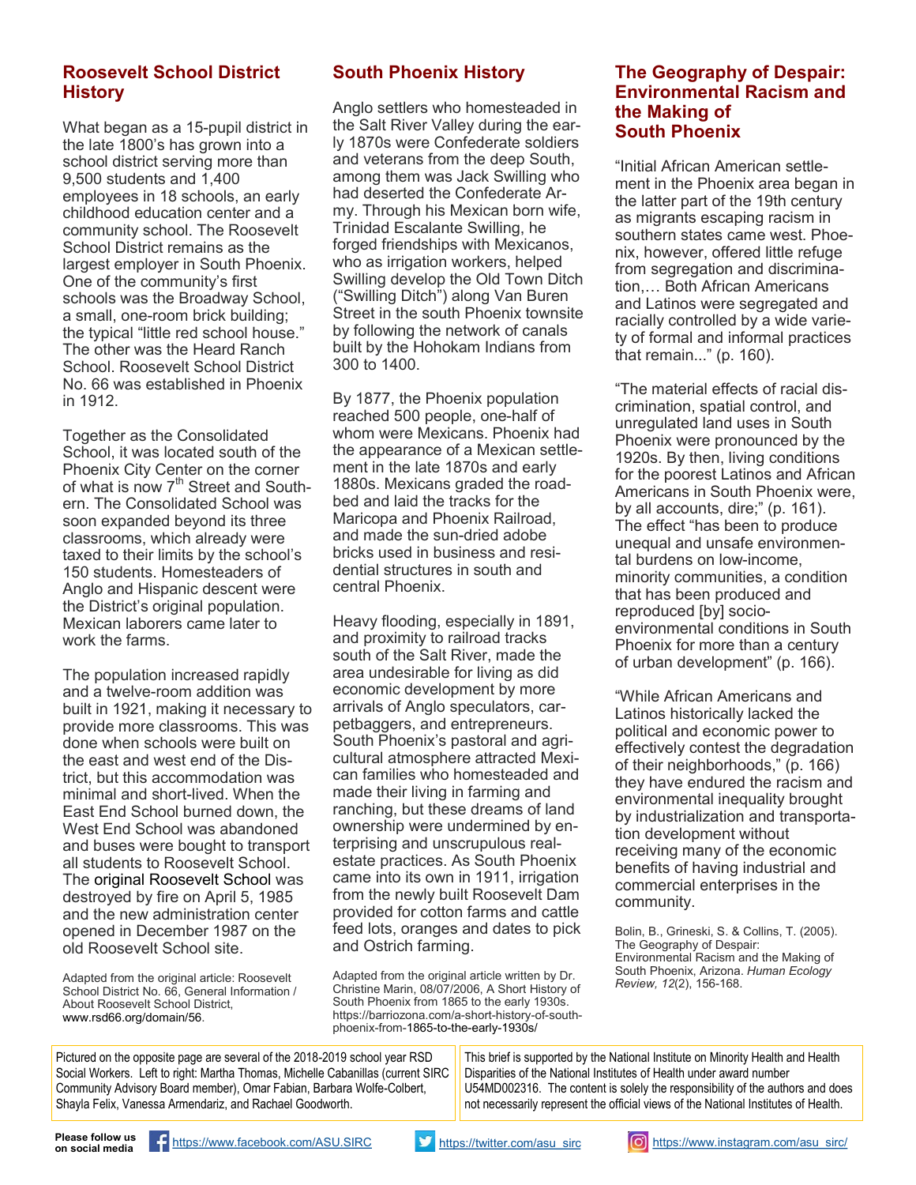## Roosevelt School District History

What began as a 15-pupil district in the late 1800's has grown into a school district serving more than 9,500 students and 1,400 employees in 18 schools, an early childhood education center and a community school. The Roosevelt School District remains as the largest employer in South Phoenix. One of the community's first schools was the Broadway School, a small, one-room brick building; the typical "little red school house." The other was the Heard Ranch School. Roosevelt School District No. 66 was established in Phoenix in 1912.

Together as the Consolidated School, it was located south of the Phoenix City Center on the corner of what is now 7th Street and Southern. The Consolidated School was soon expanded beyond its three classrooms, which already were taxed to their limits by the school's 150 students. Homesteaders of Anglo and Hispanic descent were the District's original population. Mexican laborers came later to work the farms.

The population increased rapidly and a twelve-room addition was built in 1921, making it necessary to provide more classrooms. This was done when schools were built on the east and west end of the District, but this accommodation was minimal and short-lived. When the East End School burned down, the West End School was abandoned and buses were bought to transport all students to Roosevelt School. The original Roosevelt School was destroyed by fire on April 5, 1985 and the new administration center opened in December 1987 on the old Roosevelt School site.

Adapted from the original article: Roosevelt School District No. 66, General Information / About Roosevelt School District, www.rsd66.org/domain/56.

## South Phoenix History

Anglo settlers who homesteaded in the Salt River Valley during the early 1870s were Confederate soldiers and veterans from the deep South, among them was Jack Swilling who had deserted the Confederate Army. Through his Mexican born wife, Trinidad Escalante Swilling, he forged friendships with Mexicanos, who as irrigation workers, helped Swilling develop the Old Town Ditch ("Swilling Ditch") along Van Buren Street in the south Phoenix townsite by following the network of canals built by the Hohokam Indians from 300 to 1400.

By 1877, the Phoenix population reached 500 people, one-half of whom were Mexicans. Phoenix had the appearance of a Mexican settlement in the late 1870s and early 1880s. Mexicans graded the roadbed and laid the tracks for the Maricopa and Phoenix Railroad, and made the sun-dried adobe bricks used in business and residential structures in south and central Phoenix.

Heavy flooding, especially in 1891, and proximity to railroad tracks south of the Salt River, made the area undesirable for living as did economic development by more arrivals of Anglo speculators, carpetbaggers, and entrepreneurs. South Phoenix's pastoral and agricultural atmosphere attracted Mexican families who homesteaded and made their living in farming and ranching, but these dreams of land ownership were undermined by enterprising and unscrupulous real-estate practices. As South Phoenix came into its own in 1911, irrigation from the newly built Roosevelt Dam provided for cotton farms and cattle feed lots, oranges and dates to pick and Ostrich farming.

Adapted from the original article written by Dr. Christine Marin, 08/07/2006, A Short History of South Phoenix from 1865 to the early 1930s. https://barriozona.com/a-short-history-of-south-phoenix-from-1865-to-the-early-1930s/

## The Geography of Despair: Environmental Racism and the Making of South Phoenix

"Initial African American settlement in the Phoenix area began in the latter part of the 19th century as migrants escaping racism in southern states came west. Phoenix, however, offered little refuge from segregation and discrimination,… Both African Americans and Latinos were segregated and racially controlled by a wide variety of formal and informal practices that remain..." (p. 160).

"The material effects of racial discrimination, spatial control, and unregulated land uses in South Phoenix were pronounced by the 1920s. By then, living conditions for the poorest Latinos and African Americans in South Phoenix were, by all accounts, dire;" (p. 161). The effect "has been to produce unequal and unsafe environmental burdens on low-income, minority communities, a condition that has been produced and reproduced [by] socio-environmental conditions in South Phoenix for more than a century of urban development" (p. 166).

"While African Americans and Latinos historically lacked the political and economic power to effectively contest the degradation of their neighborhoods," (p. 166) they have endured the racism and environmental inequality brought by industrialization and transportation development without receiving many of the economic benefits of having industrial and commercial enterprises in the community.

Bolin, B., Grineski, S. & Collins, T. (2005). The Geography of Despair: Environmental Racism and the Making of South Phoenix, Arizona. *Human Ecology Review, 12*(2), 156-168.

Pictured on the opposite page are several of the 2018-2019 school year RSD Social Workers. Left to right: Martha Thomas, Michelle Cabanillas (current SIRC Community Advisory Board member), Omar Fabian, Barbara Wolfe-Colbert, Shayla Felix, Vanessa Armendariz, and Rachael Goodworth.

This brief is supported by the National Institute on Minority Health and Health Disparities of the National Institutes of Health under award number U54MD002316. The content is solely the responsibility of the authors and does not necessarily represent the official views of the National Institutes of Health.

**Please follow us on social media** https://www.facebook.com/ASU.SIRC https://twitter.com/asu_sirc https://www.instagram.com/asu_sirc/